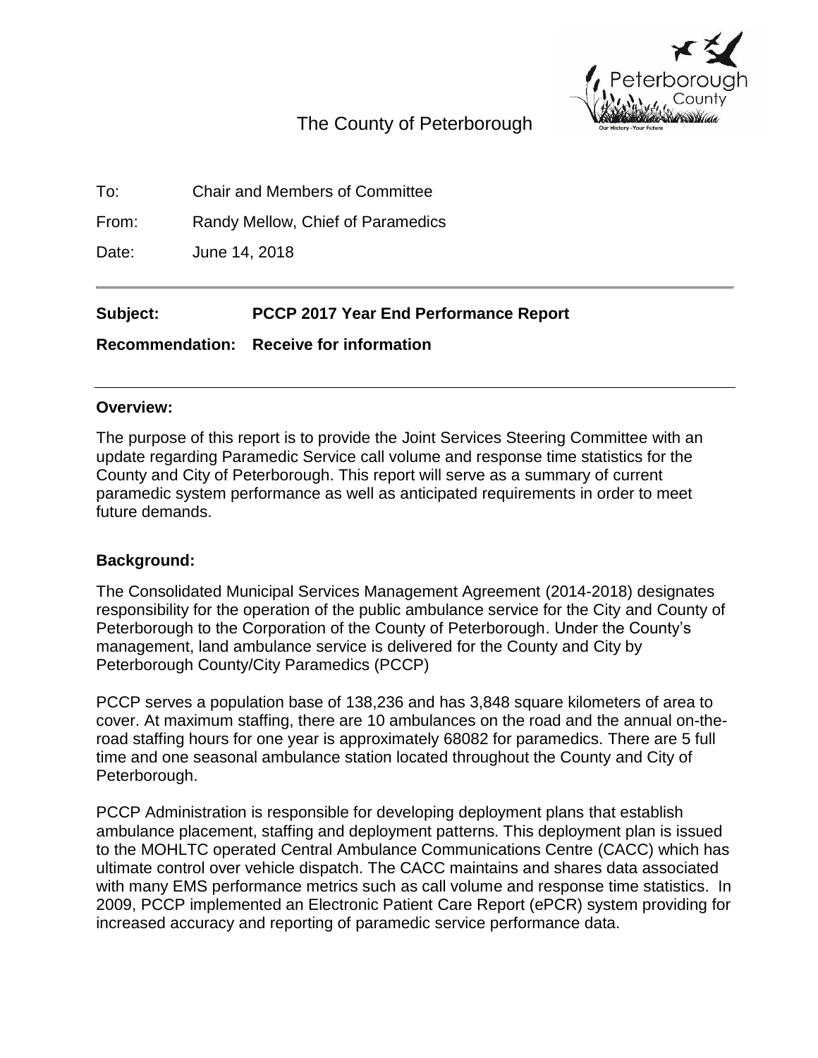The County of Peterborough

To: Chair and Members of Committee

From: Randy Mellow, Chief of Paramedics

Date: June 14, 2018

---

**Subject:** **PCCP 2017 Year End Performance Report**

**Recommendation:** **Receive for information**

---

## Overview:

The purpose of this report is to provide the Joint Services Steering Committee with an update regarding Paramedic Service call volume and response time statistics for the County and City of Peterborough. This report will serve as a summary of current paramedic system performance as well as anticipated requirements in order to meet future demands.

## Background:

The Consolidated Municipal Services Management Agreement (2014-2018) designates responsibility for the operation of the public ambulance service for the City and County of Peterborough to the Corporation of the County of Peterborough. Under the County's management, land ambulance service is delivered for the County and City by Peterborough County/City Paramedics (PCCP)

PCCP serves a population base of 138,236 and has 3,848 square kilometers of area to cover. At maximum staffing, there are 10 ambulances on the road and the annual on-the-road staffing hours for one year is approximately 68082 for paramedics. There are 5 full time and one seasonal ambulance station located throughout the County and City of Peterborough.

PCCP Administration is responsible for developing deployment plans that establish ambulance placement, staffing and deployment patterns. This deployment plan is issued to the MOHLTC operated Central Ambulance Communications Centre (CACC) which has ultimate control over vehicle dispatch. The CACC maintains and shares data associated with many EMS performance metrics such as call volume and response time statistics. In 2009, PCCP implemented an Electronic Patient Care Report (ePCR) system providing for increased accuracy and reporting of paramedic service performance data.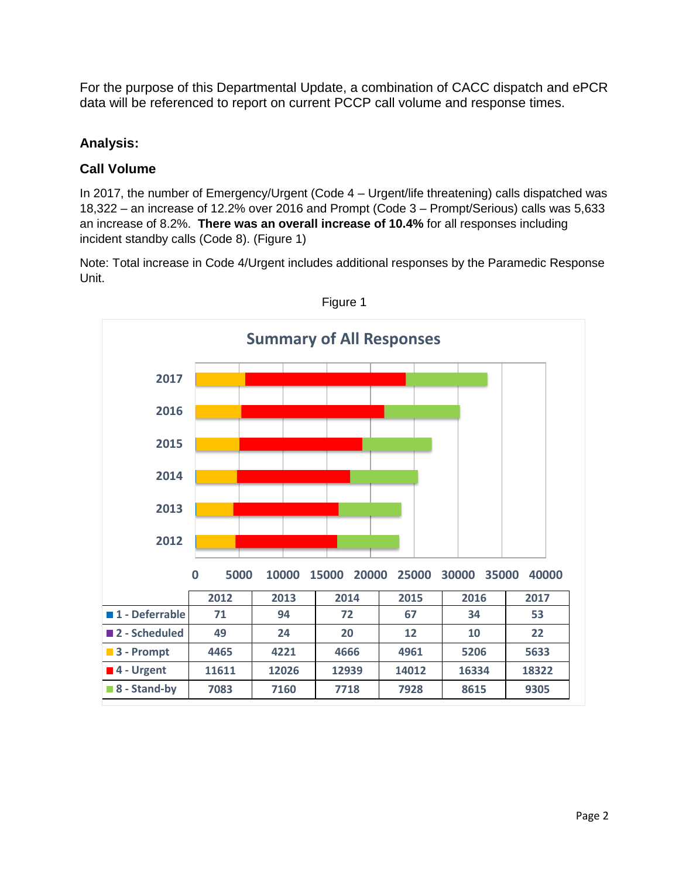For the purpose of this Departmental Update, a combination of CACC dispatch and ePCR data will be referenced to report on current PCCP call volume and response times.

## Analysis:

### Call Volume

In 2017, the number of Emergency/Urgent (Code 4 – Urgent/life threatening) calls dispatched was 18,322 – an increase of 12.2% over 2016 and Prompt (Code 3 – Prompt/Serious) calls was 5,633 an increase of 8.2%. **There was an overall increase of 10.4%** for all responses including incident standby calls (Code 8). (Figure 1)

Note: Total increase in Code 4/Urgent includes additional responses by the Paramedic Response Unit.

Figure 1

**Summary of All Responses**

| | 2012 | 2013 | 2014 | 2015 | 2016 | 2017 |
|---|---|---|---|---|---|---|
| 1 - Deferrable | 71 | 94 | 72 | 67 | 34 | 53 |
| 2 - Scheduled | 49 | 24 | 20 | 12 | 10 | 22 |
| 3 - Prompt | 4465 | 4221 | 4666 | 4961 | 5206 | 5633 |
| 4 - Urgent | 11611 | 12026 | 12939 | 14012 | 16334 | 18322 |
| 8 - Stand-by | 7083 | 7160 | 7718 | 7928 | 8615 | 9305 |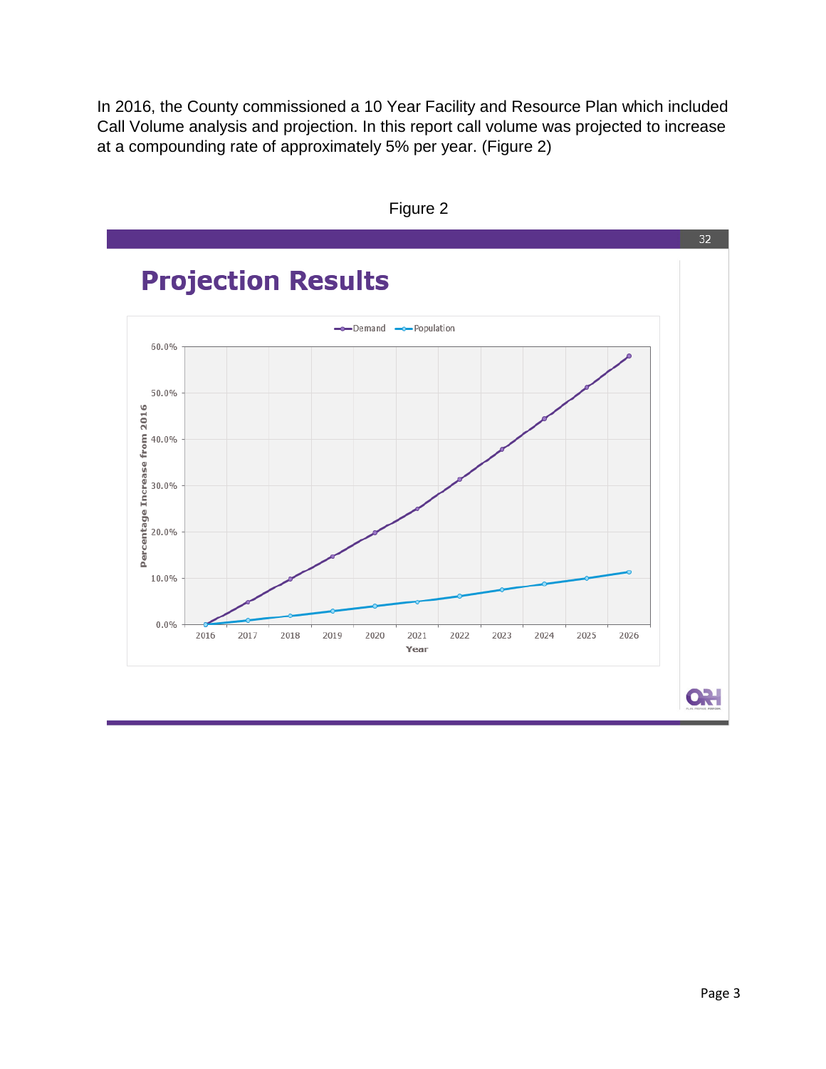In 2016, the County commissioned a 10 Year Facility and Resource Plan which included Call Volume analysis and projection. In this report call volume was projected to increase at a compounding rate of approximately 5% per year. (Figure 2)

Figure 2

## Projection Results

Demand — Population

Percentage Increase from 2016

Year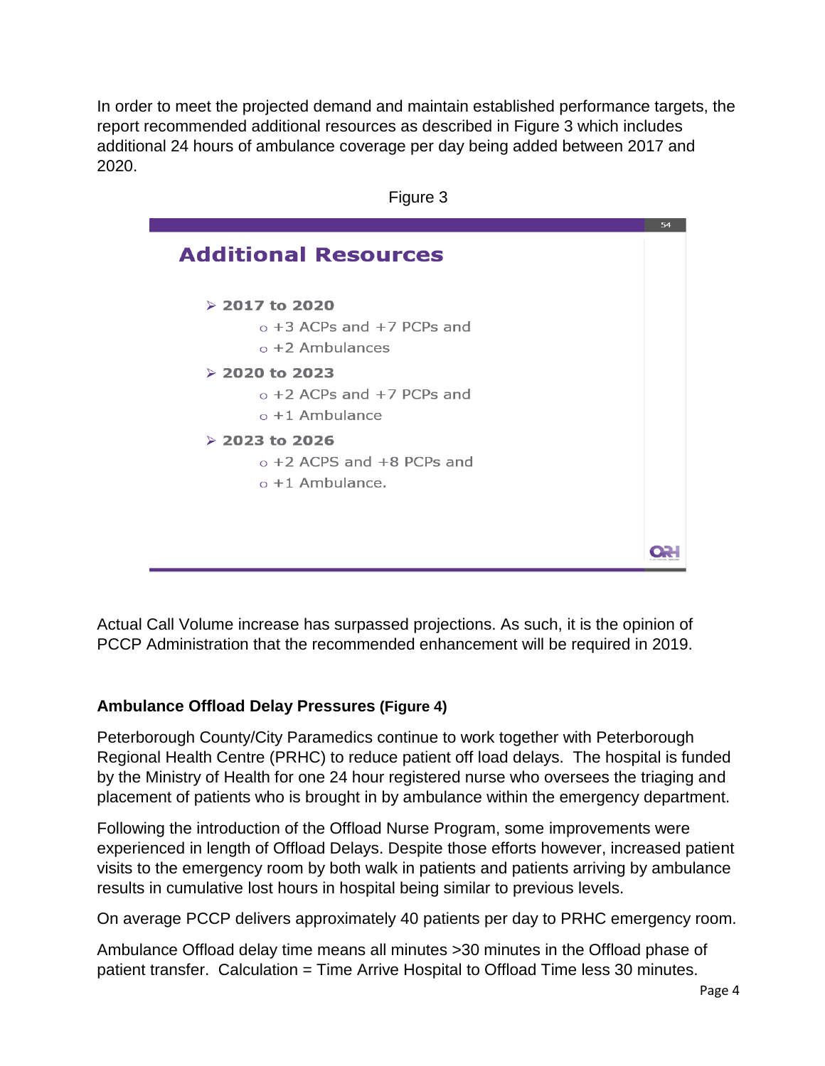In order to meet the projected demand and maintain established performance targets, the report recommended additional resources as described in Figure 3 which includes additional 24 hours of ambulance coverage per day being added between 2017 and 2020.

Figure 3

## Additional Resources

- **2017 to 2020**
  - +3 ACPs and +7 PCPs and
  - +2 Ambulances
- **2020 to 2023**
  - +2 ACPs and +7 PCPs and
  - +1 Ambulance
- **2023 to 2026**
  - +2 ACPS and +8 PCPs and
  - +1 Ambulance.

Actual Call Volume increase has surpassed projections. As such, it is the opinion of PCCP Administration that the recommended enhancement will be required in 2019.

### Ambulance Offload Delay Pressures (Figure 4)

Peterborough County/City Paramedics continue to work together with Peterborough Regional Health Centre (PRHC) to reduce patient off load delays. The hospital is funded by the Ministry of Health for one 24 hour registered nurse who oversees the triaging and placement of patients who is brought in by ambulance within the emergency department.

Following the introduction of the Offload Nurse Program, some improvements were experienced in length of Offload Delays. Despite those efforts however, increased patient visits to the emergency room by both walk in patients and patients arriving by ambulance results in cumulative lost hours in hospital being similar to previous levels.

On average PCCP delivers approximately 40 patients per day to PRHC emergency room.

Ambulance Offload delay time means all minutes >30 minutes in the Offload phase of patient transfer. Calculation = Time Arrive Hospital to Offload Time less 30 minutes.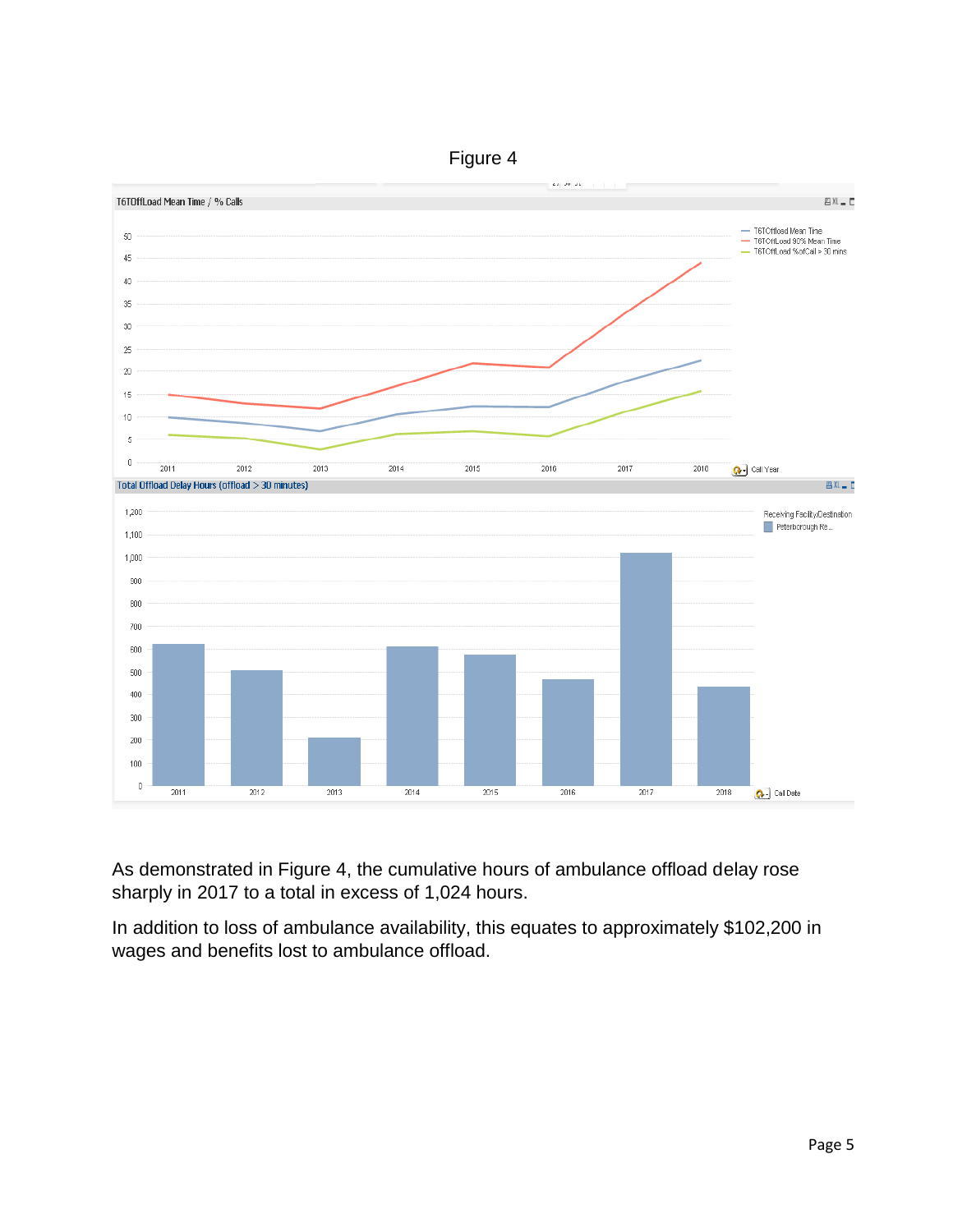Figure 4

As demonstrated in Figure 4, the cumulative hours of ambulance offload delay rose sharply in 2017 to a total in excess of 1,024 hours.

In addition to loss of ambulance availability, this equates to approximately $102,200 in wages and benefits lost to ambulance offload.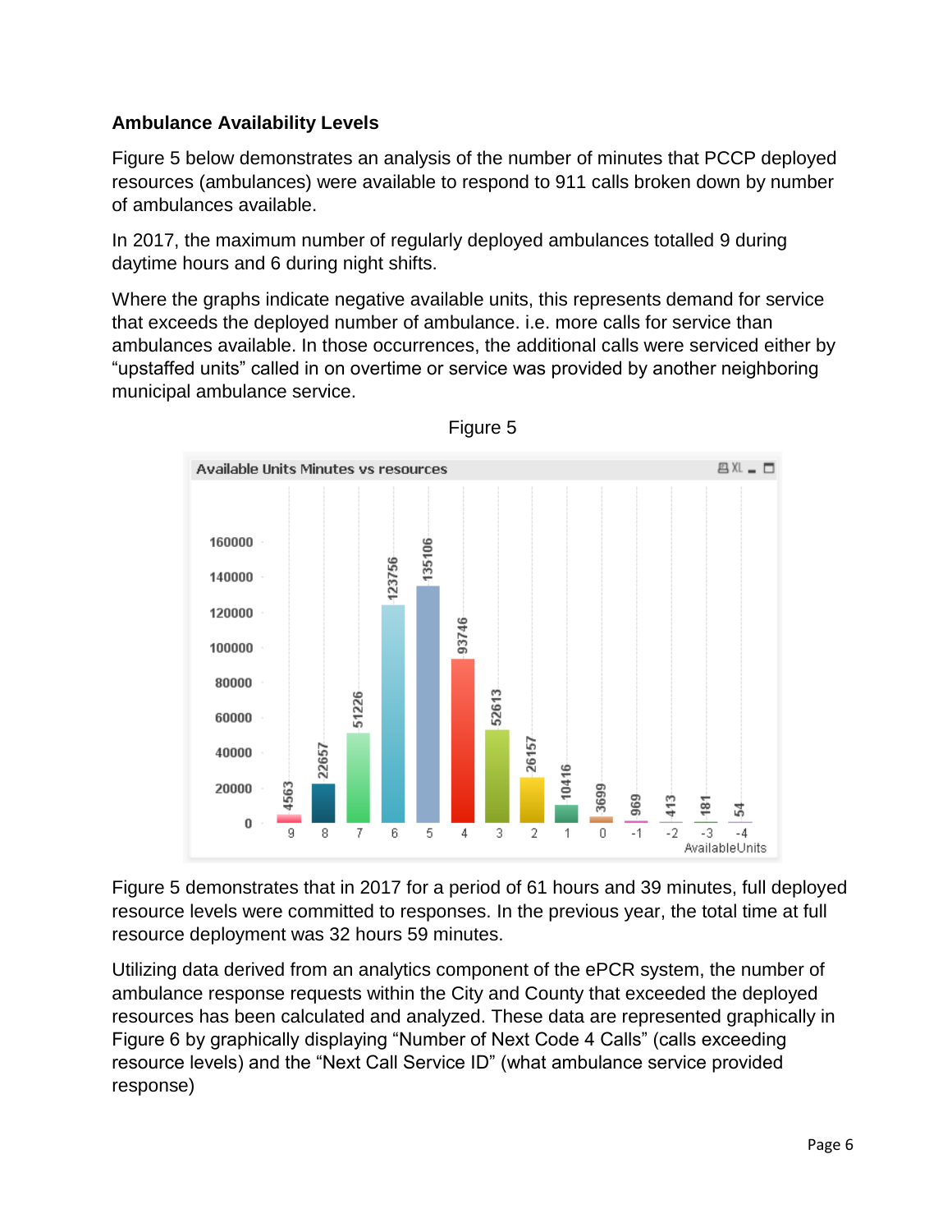### Ambulance Availability Levels

Figure 5 below demonstrates an analysis of the number of minutes that PCCP deployed resources (ambulances) were available to respond to 911 calls broken down by number of ambulances available.

In 2017, the maximum number of regularly deployed ambulances totalled 9 during daytime hours and 6 during night shifts.

Where the graphs indicate negative available units, this represents demand for service that exceeds the deployed number of ambulance. i.e. more calls for service than ambulances available. In those occurrences, the additional calls were serviced either by "upstaffed units" called in on overtime or service was provided by another neighboring municipal ambulance service.

Figure 5

Available Units Minutes vs resources

| AvailableUnits | 9 | 8 | 7 | 6 | 5 | 4 | 3 | 2 | 1 | 0 | -1 | -2 | -3 | -4 |
|---|---|---|---|---|---|---|---|---|---|---|---|---|---|---|
| Minutes | 4563 | 22657 | 51226 | 123756 | 135106 | 93746 | 52613 | 26157 | 10416 | 3699 | 969 | 413 | 181 | 54 |

Figure 5 demonstrates that in 2017 for a period of 61 hours and 39 minutes, full deployed resource levels were committed to responses. In the previous year, the total time at full resource deployment was 32 hours 59 minutes.

Utilizing data derived from an analytics component of the ePCR system, the number of ambulance response requests within the City and County that exceeded the deployed resources has been calculated and analyzed. These data are represented graphically in Figure 6 by graphically displaying "Number of Next Code 4 Calls" (calls exceeding resource levels) and the "Next Call Service ID" (what ambulance service provided response)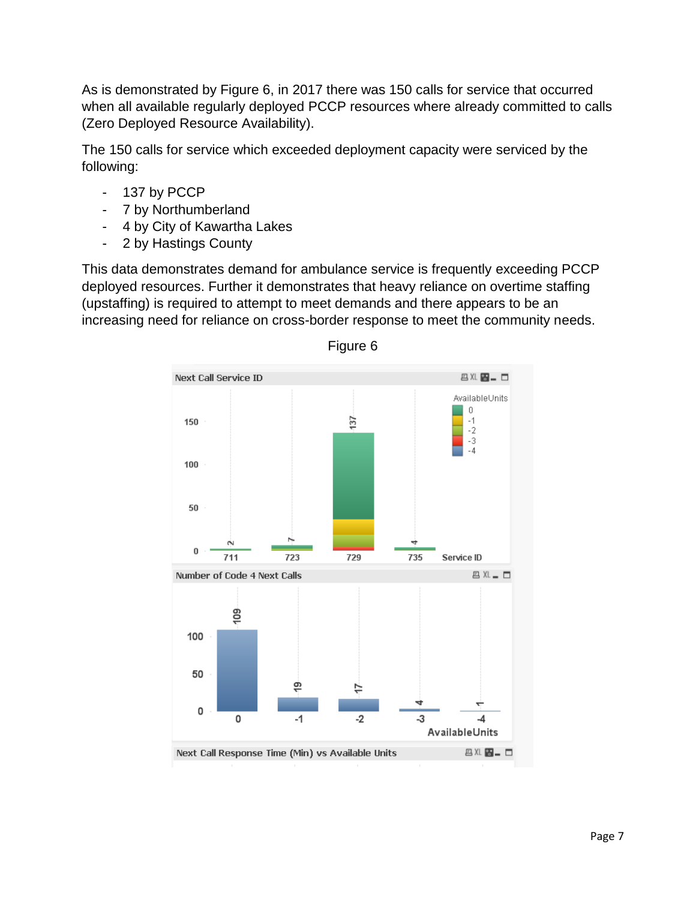As is demonstrated by Figure 6, in 2017 there was 150 calls for service that occurred when all available regularly deployed PCCP resources where already committed to calls (Zero Deployed Resource Availability).

The 150 calls for service which exceeded deployment capacity were serviced by the following:

- 137 by PCCP
- 7 by Northumberland
- 4 by City of Kawartha Lakes
- 2 by Hastings County

This data demonstrates demand for ambulance service is frequently exceeding PCCP deployed resources. Further it demonstrates that heavy reliance on overtime staffing (upstaffing) is required to attempt to meet demands and there appears to be an increasing need for reliance on cross-border response to meet the community needs.

Figure 6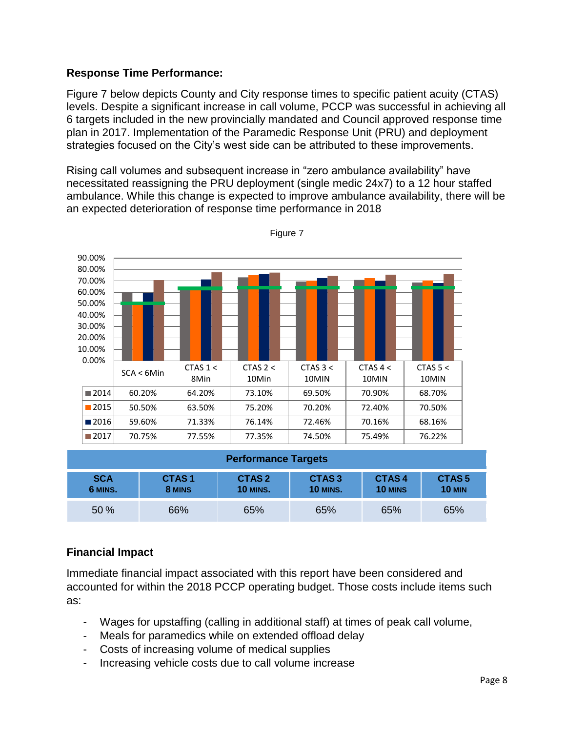**Response Time Performance:**

Figure 7 below depicts County and City response times to specific patient acuity (CTAS) levels. Despite a significant increase in call volume, PCCP was successful in achieving all 6 targets included in the new provincially mandated and Council approved response time plan in 2017. Implementation of the Paramedic Response Unit (PRU) and deployment strategies focused on the City's west side can be attributed to these improvements.

Rising call volumes and subsequent increase in "zero ambulance availability" have necessitated reassigning the PRU deployment (single medic 24x7) to a 12 hour staffed ambulance. While this change is expected to improve ambulance availability, there will be an expected deterioration of response time performance in 2018

Figure 7

| | SCA < 6Min | CTAS 1 < 8Min | CTAS 2 < 10Min | CTAS 3 < 10MIN | CTAS 4 < 10MIN | CTAS 5 < 10MIN |
|---|---|---|---|---|---|---|
| 2014 | 60.20% | 64.20% | 73.10% | 69.50% | 70.90% | 68.70% |
| 2015 | 50.50% | 63.50% | 75.20% | 70.20% | 72.40% | 70.50% |
| 2016 | 59.60% | 71.33% | 76.14% | 72.46% | 70.16% | 68.16% |
| 2017 | 70.75% | 77.55% | 77.35% | 74.50% | 75.49% | 76.22% |

| Performance Targets | | | | | |
|---|---|---|---|---|---|
| **SCA 6 MINS.** | **CTAS 1 8 MINS** | **CTAS 2 10 MINS.** | **CTAS 3 10 MINS.** | **CTAS 4 10 MINS** | **CTAS 5 10 MIN** |
| 50 % | 66% | 65% | 65% | 65% | 65% |

**Financial Impact**

Immediate financial impact associated with this report have been considered and accounted for within the 2018 PCCP operating budget. Those costs include items such as:

- Wages for upstaffing (calling in additional staff) at times of peak call volume,
- Meals for paramedics while on extended offload delay
- Costs of increasing volume of medical supplies
- Increasing vehicle costs due to call volume increase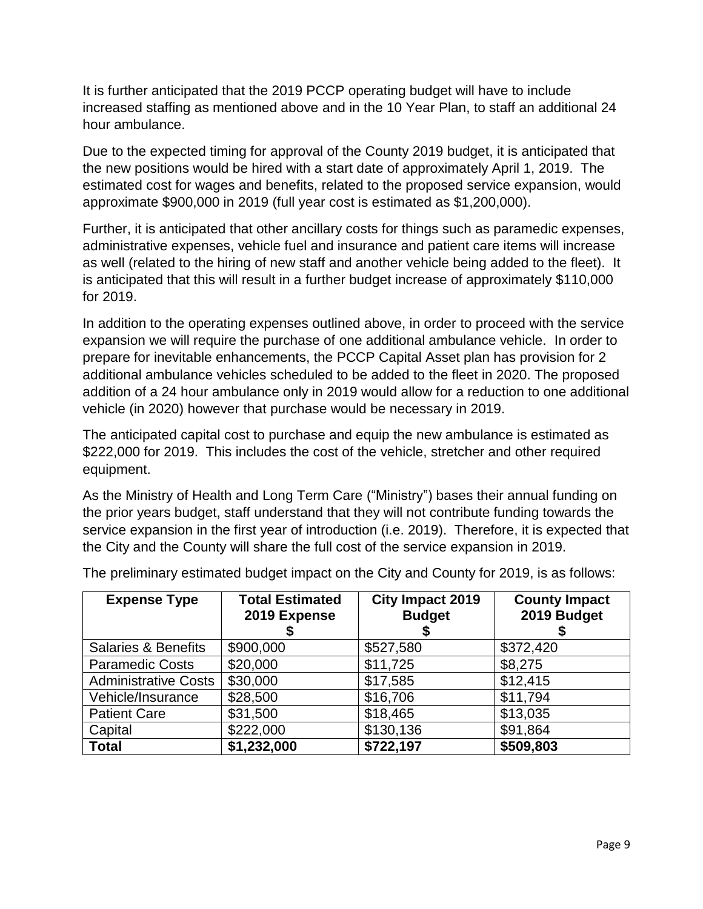It is further anticipated that the 2019 PCCP operating budget will have to include increased staffing as mentioned above and in the 10 Year Plan, to staff an additional 24 hour ambulance.

Due to the expected timing for approval of the County 2019 budget, it is anticipated that the new positions would be hired with a start date of approximately April 1, 2019. The estimated cost for wages and benefits, related to the proposed service expansion, would approximate $900,000 in 2019 (full year cost is estimated as $1,200,000).

Further, it is anticipated that other ancillary costs for things such as paramedic expenses, administrative expenses, vehicle fuel and insurance and patient care items will increase as well (related to the hiring of new staff and another vehicle being added to the fleet). It is anticipated that this will result in a further budget increase of approximately $110,000 for 2019.

In addition to the operating expenses outlined above, in order to proceed with the service expansion we will require the purchase of one additional ambulance vehicle. In order to prepare for inevitable enhancements, the PCCP Capital Asset plan has provision for 2 additional ambulance vehicles scheduled to be added to the fleet in 2020. The proposed addition of a 24 hour ambulance only in 2019 would allow for a reduction to one additional vehicle (in 2020) however that purchase would be necessary in 2019.

The anticipated capital cost to purchase and equip the new ambulance is estimated as $222,000 for 2019. This includes the cost of the vehicle, stretcher and other required equipment.

As the Ministry of Health and Long Term Care ("Ministry") bases their annual funding on the prior years budget, staff understand that they will not contribute funding towards the service expansion in the first year of introduction (i.e. 2019). Therefore, it is expected that the City and the County will share the full cost of the service expansion in 2019.

The preliminary estimated budget impact on the City and County for 2019, is as follows:

| Expense Type | Total Estimated 2019 Expense $ | City Impact 2019 Budget $ | County Impact 2019 Budget $ |
|---|---|---|---|
| Salaries & Benefits | $900,000 | $527,580 | $372,420 |
| Paramedic Costs | $20,000 | $11,725 | $8,275 |
| Administrative Costs | $30,000 | $17,585 | $12,415 |
| Vehicle/Insurance | $28,500 | $16,706 | $11,794 |
| Patient Care | $31,500 | $18,465 | $13,035 |
| Capital | $222,000 | $130,136 | $91,864 |
| **Total** | **$1,232,000** | **$722,197** | **$509,803** |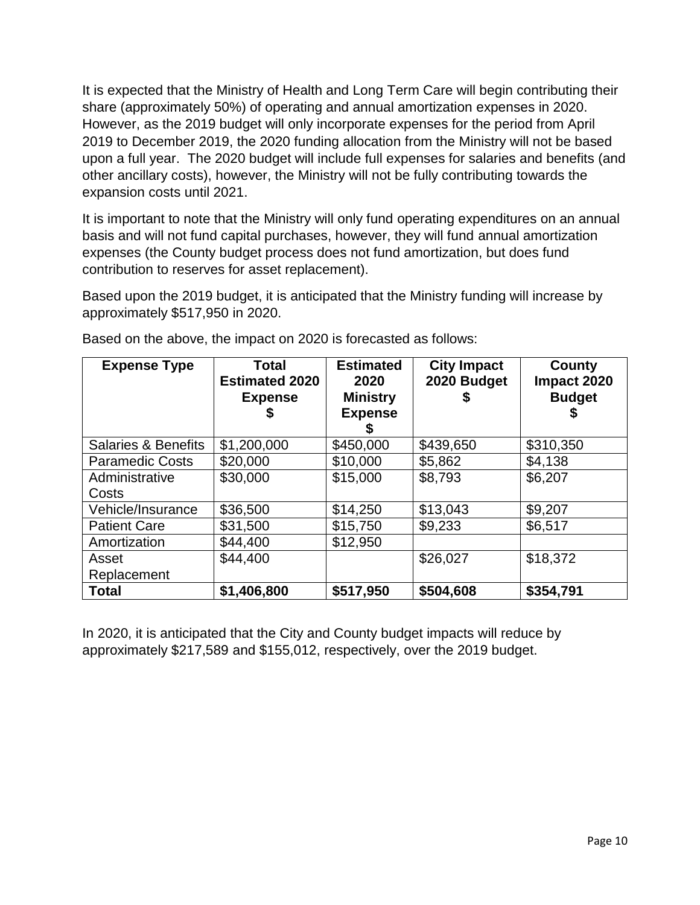It is expected that the Ministry of Health and Long Term Care will begin contributing their share (approximately 50%) of operating and annual amortization expenses in 2020. However, as the 2019 budget will only incorporate expenses for the period from April 2019 to December 2019, the 2020 funding allocation from the Ministry will not be based upon a full year. The 2020 budget will include full expenses for salaries and benefits (and other ancillary costs), however, the Ministry will not be fully contributing towards the expansion costs until 2021.

It is important to note that the Ministry will only fund operating expenditures on an annual basis and will not fund capital purchases, however, they will fund annual amortization expenses (the County budget process does not fund amortization, but does fund contribution to reserves for asset replacement).

Based upon the 2019 budget, it is anticipated that the Ministry funding will increase by approximately $517,950 in 2020.

Based on the above, the impact on 2020 is forecasted as follows:

| Expense Type | Total Estimated 2020 Expense $ | Estimated 2020 Ministry Expense $ | City Impact 2020 Budget $ | County Impact 2020 Budget $ |
|---|---|---|---|---|
| Salaries & Benefits | $1,200,000 | $450,000 | $439,650 | $310,350 |
| Paramedic Costs | $20,000 | $10,000 | $5,862 | $4,138 |
| Administrative Costs | $30,000 | $15,000 | $8,793 | $6,207 |
| Vehicle/Insurance | $36,500 | $14,250 | $13,043 | $9,207 |
| Patient Care | $31,500 | $15,750 | $9,233 | $6,517 |
| Amortization | $44,400 | $12,950 | | |
| Asset Replacement | $44,400 | | $26,027 | $18,372 |
| **Total** | **$1,406,800** | **$517,950** | **$504,608** | **$354,791** |

In 2020, it is anticipated that the City and County budget impacts will reduce by approximately $217,589 and $155,012, respectively, over the 2019 budget.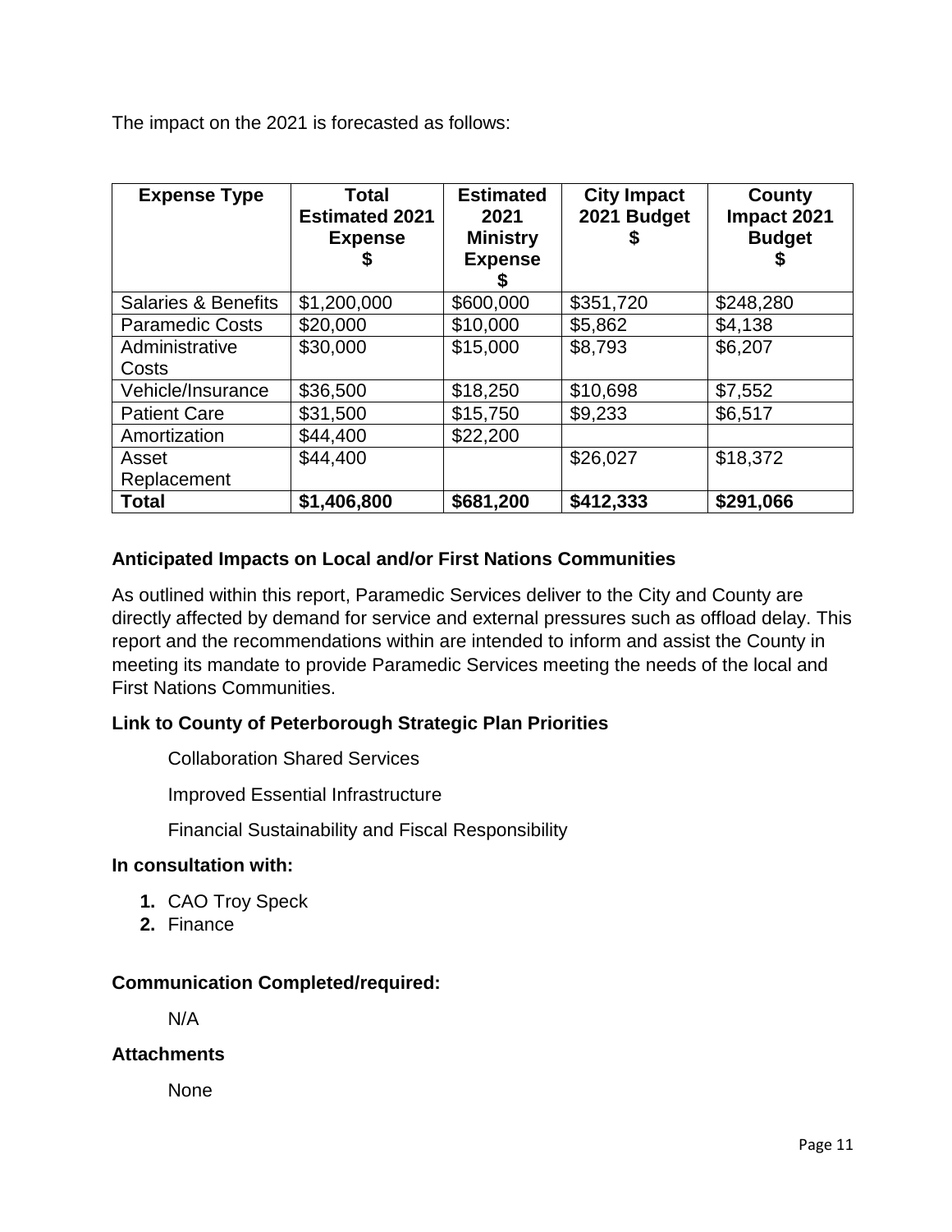The impact on the 2021 is forecasted as follows:

| Expense Type | Total Estimated 2021 Expense $ | Estimated 2021 Ministry Expense $ | City Impact 2021 Budget $ | County Impact 2021 Budget $ |
|---|---|---|---|---|
| Salaries & Benefits | $1,200,000 | $600,000 | $351,720 | $248,280 |
| Paramedic Costs | $20,000 | $10,000 | $5,862 | $4,138 |
| Administrative Costs | $30,000 | $15,000 | $8,793 | $6,207 |
| Vehicle/Insurance | $36,500 | $18,250 | $10,698 | $7,552 |
| Patient Care | $31,500 | $15,750 | $9,233 | $6,517 |
| Amortization | $44,400 | $22,200 | | |
| Asset Replacement | $44,400 | | $26,027 | $18,372 |
| **Total** | **$1,406,800** | **$681,200** | **$412,333** | **$291,066** |

### Anticipated Impacts on Local and/or First Nations Communities

As outlined within this report, Paramedic Services deliver to the City and County are directly affected by demand for service and external pressures such as offload delay. This report and the recommendations within are intended to inform and assist the County in meeting its mandate to provide Paramedic Services meeting the needs of the local and First Nations Communities.

### Link to County of Peterborough Strategic Plan Priorities

Collaboration Shared Services

Improved Essential Infrastructure

Financial Sustainability and Fiscal Responsibility

### In consultation with:

1. CAO Troy Speck
2. Finance

### Communication Completed/required:

N/A

### Attachments

None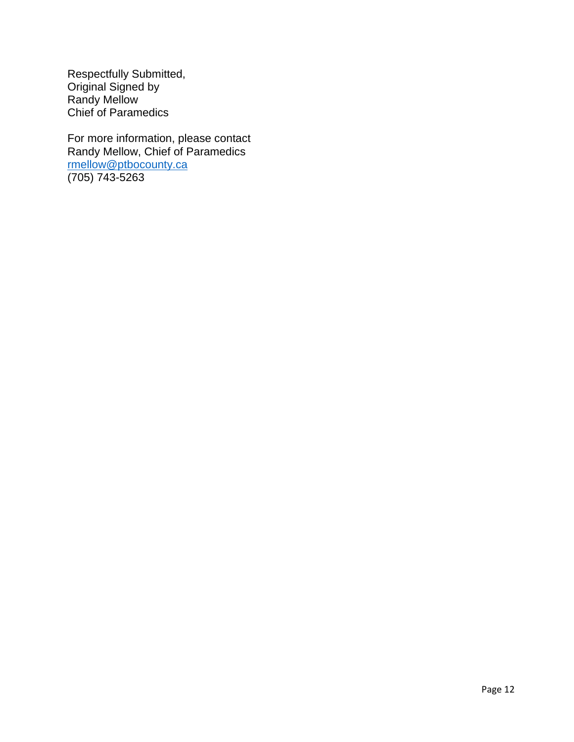Respectfully Submitted,
Original Signed by
Randy Mellow
Chief of Paramedics

For more information, please contact
Randy Mellow, Chief of Paramedics
rmellow@ptbocounty.ca
(705) 743-5263